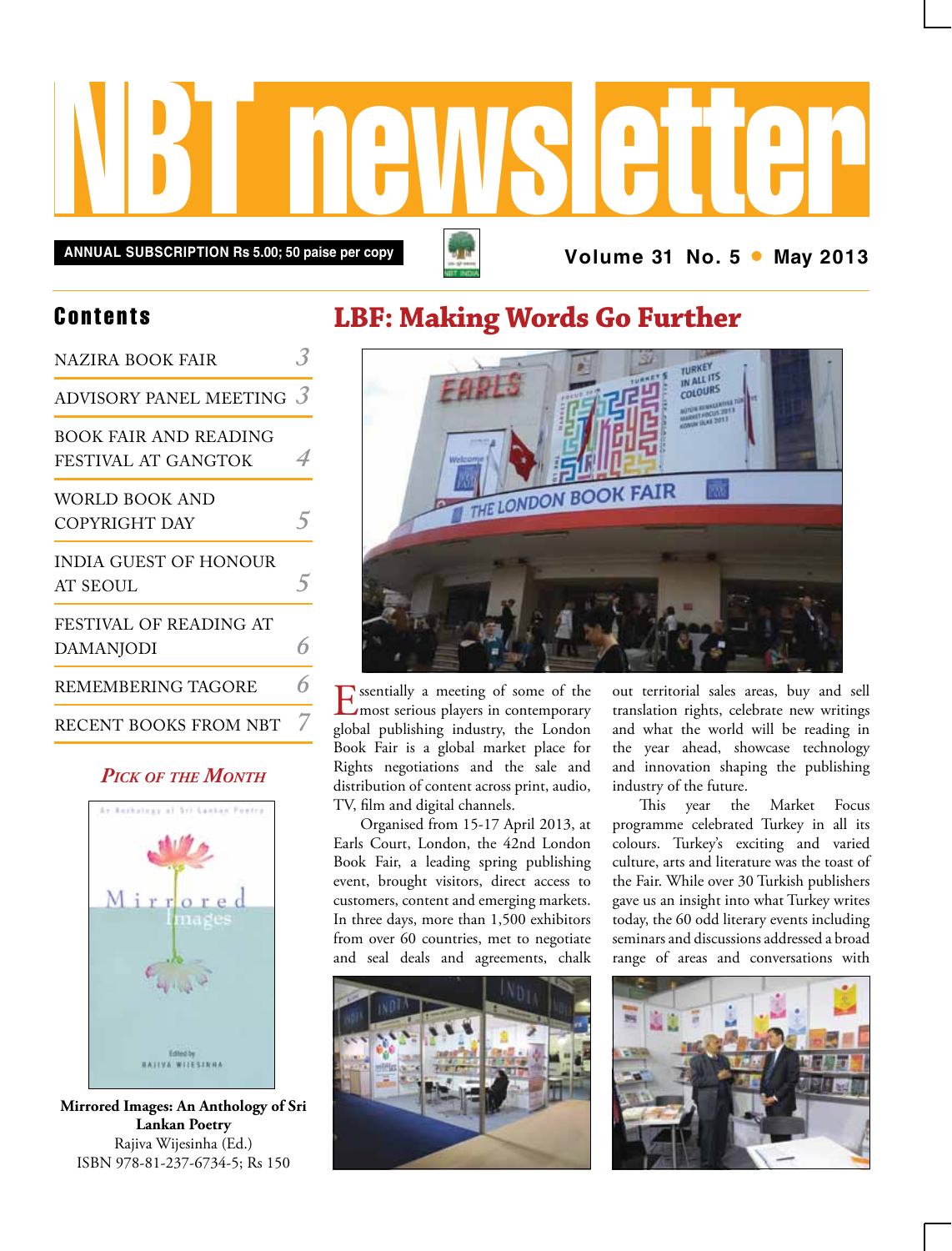# NBT newsletter

**ANNUAL SUBSCRIPTION Rs 5.00; 50 paise per copy**

**Volume 31 No. 5 • May 2013**

## Contents

| | |
|---|---|
| NAZIRA BOOK FAIR | 3 |
| ADVISORY PANEL MEETING | 3 |
| BOOK FAIR AND READING FESTIVAL AT GANGTOK | 4 |
| WORLD BOOK AND COPYRIGHT DAY | 5 |
| INDIA GUEST OF HONOUR AT SEOUL | 5 |
| FESTIVAL OF READING AT DAMANJODI | 6 |
| REMEMBERING TAGORE | 6 |
| RECENT BOOKS FROM NBT | 7 |

### *Pick of the Month*

**Mirrored Images: An Anthology of Sri Lankan Poetry**
Rajiva Wijesinha (Ed.)
ISBN 978-81-237-6734-5; Rs 150

## LBF: Making Words Go Further

Essentially a meeting of some of the most serious players in contemporary global publishing industry, the London Book Fair is a global market place for Rights negotiations and the sale and distribution of content across print, audio, TV, film and digital channels.

Organised from 15-17 April 2013, at Earls Court, London, the 42nd London Book Fair, a leading spring publishing event, brought visitors, direct access to customers, content and emerging markets. In three days, more than 1,500 exhibitors from over 60 countries, met to negotiate and seal deals and agreements, chalk out territorial sales areas, buy and sell translation rights, celebrate new writings and what the world will be reading in the year ahead, showcase technology and innovation shaping the publishing industry of the future.

This year the Market Focus programme celebrated Turkey in all its colours. Turkey's exciting and varied culture, arts and literature was the toast of the Fair. While over 30 Turkish publishers gave us an insight into what Turkey writes today, the 60 odd literary events including seminars and discussions addressed a broad range of areas and conversations with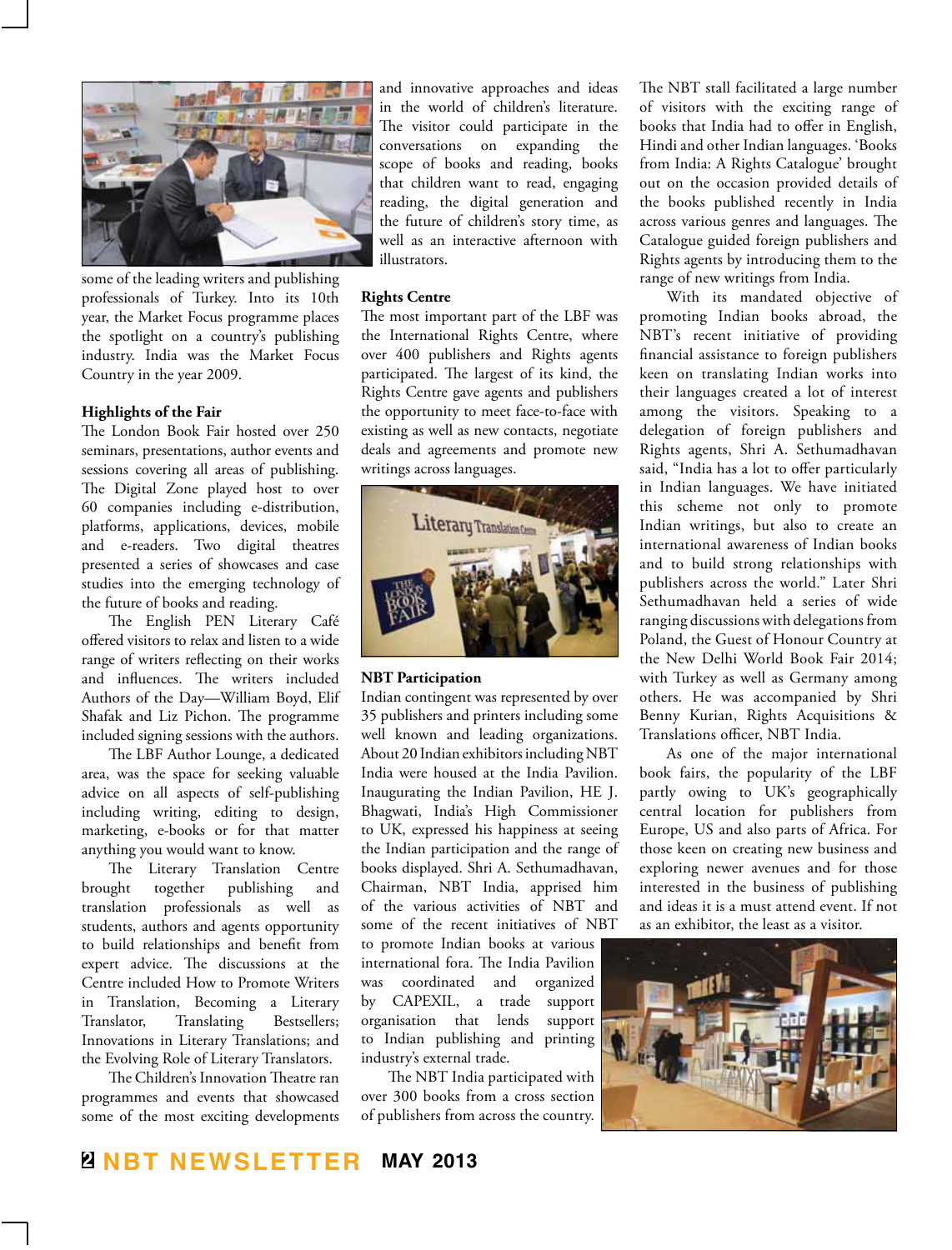some of the leading writers and publishing professionals of Turkey. Into its 10th year, the Market Focus programme places the spotlight on a country's publishing industry. India was the Market Focus Country in the year 2009.

### Highlights of the Fair

The London Book Fair hosted over 250 seminars, presentations, author events and sessions covering all areas of publishing. The Digital Zone played host to over 60 companies including e-distribution, platforms, applications, devices, mobile and e-readers. Two digital theatres presented a series of showcases and case studies into the emerging technology of the future of books and reading.

The English PEN Literary Café offered visitors to relax and listen to a wide range of writers reflecting on their works and influences. The writers included Authors of the Day—William Boyd, Elif Shafak and Liz Pichon. The programme included signing sessions with the authors.

The LBF Author Lounge, a dedicated area, was the space for seeking valuable advice on all aspects of self-publishing including writing, editing to design, marketing, e-books or for that matter anything you would want to know.

The Literary Translation Centre brought together publishing and translation professionals as well as students, authors and agents opportunity to build relationships and benefit from expert advice. The discussions at the Centre included How to Promote Writers in Translation, Becoming a Literary Translator, Translating Bestsellers; Innovations in Literary Translations; and the Evolving Role of Literary Translators.

The Children's Innovation Theatre ran programmes and events that showcased some of the most exciting developments and innovative approaches and ideas in the world of children's literature. The visitor could participate in the conversations on expanding the scope of books and reading, books that children want to read, engaging reading, the digital generation and the future of children's story time, as well as an interactive afternoon with illustrators.

### Rights Centre

The most important part of the LBF was the International Rights Centre, where over 400 publishers and Rights agents participated. The largest of its kind, the Rights Centre gave agents and publishers the opportunity to meet face-to-face with existing as well as new contacts, negotiate deals and agreements and promote new writings across languages.

### NBT Participation

Indian contingent was represented by over 35 publishers and printers including some well known and leading organizations. About 20 Indian exhibitors including NBT India were housed at the India Pavilion. Inaugurating the Indian Pavilion, HE J. Bhagwati, India's High Commissioner to UK, expressed his happiness at seeing the Indian participation and the range of books displayed. Shri A. Sethumadhavan, Chairman, NBT India, apprised him of the various activities of NBT and some of the recent initiatives of NBT to promote Indian books at various international fora. The India Pavilion was coordinated and organized by CAPEXIL, a trade support organisation that lends support to Indian publishing and printing industry's external trade.

The NBT India participated with over 300 books from a cross section of publishers from across the country. The NBT stall facilitated a large number of visitors with the exciting range of books that India had to offer in English, Hindi and other Indian languages. 'Books from India: A Rights Catalogue' brought out on the occasion provided details of the books published recently in India across various genres and languages. The Catalogue guided foreign publishers and Rights agents by introducing them to the range of new writings from India.

With its mandated objective of promoting Indian books abroad, the NBT's recent initiative of providing financial assistance to foreign publishers keen on translating Indian works into their languages created a lot of interest among the visitors. Speaking to a delegation of foreign publishers and Rights agents, Shri A. Sethumadhavan said, "India has a lot to offer particularly in Indian languages. We have initiated this scheme not only to promote Indian writings, but also to create an international awareness of Indian books and to build strong relationships with publishers across the world." Later Shri Sethumadhavan held a series of wide ranging discussions with delegations from Poland, the Guest of Honour Country at the New Delhi World Book Fair 2014; with Turkey as well as Germany among others. He was accompanied by Shri Benny Kurian, Rights Acquisitions & Translations officer, NBT India.

As one of the major international book fairs, the popularity of the LBF partly owing to UK's geographically central location for publishers from Europe, US and also parts of Africa. For those keen on creating new business and exploring newer avenues and for those interested in the business of publishing and ideas it is a must attend event. If not as an exhibitor, the least as a visitor.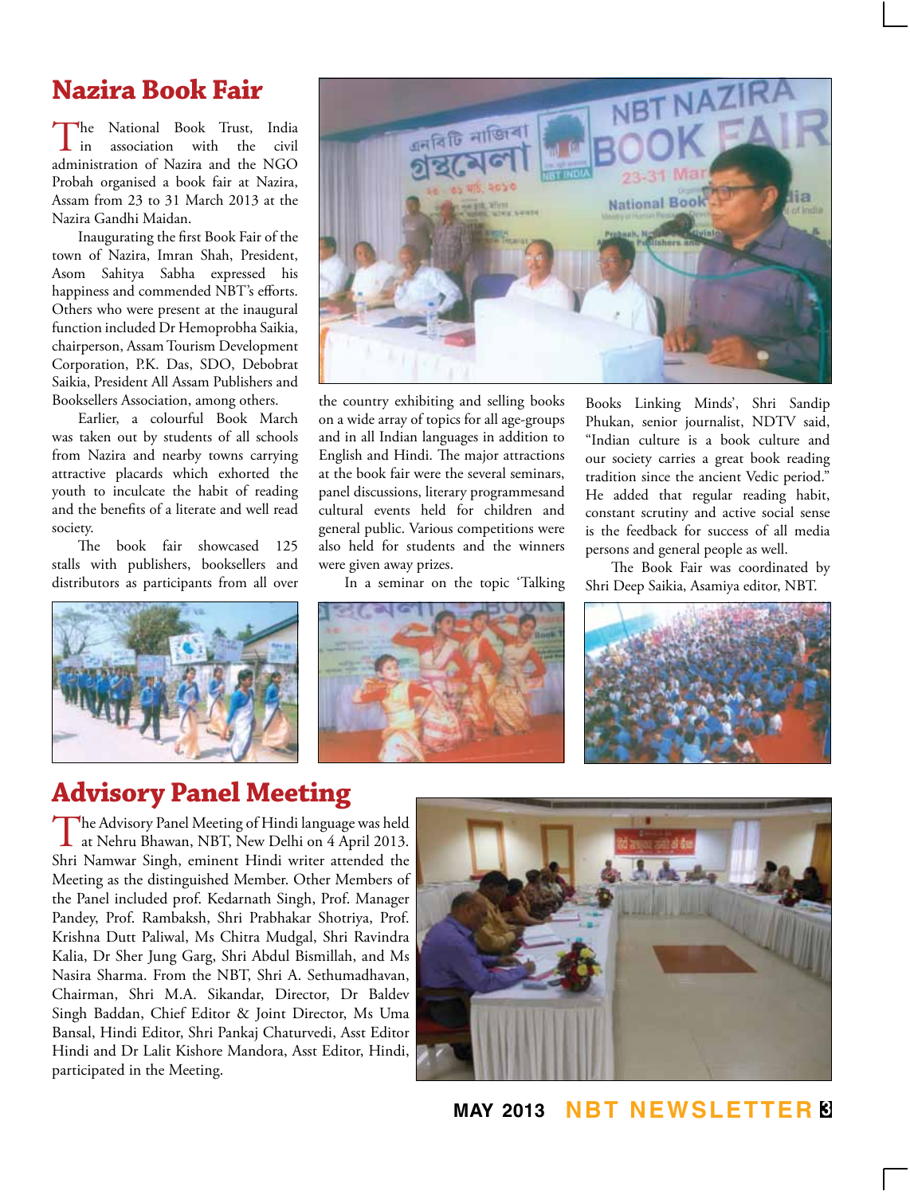## Nazira Book Fair

The National Book Trust, India in association with the civil administration of Nazira and the NGO Probah organised a book fair at Nazira, Assam from 23 to 31 March 2013 at the Nazira Gandhi Maidan.

Inaugurating the first Book Fair of the town of Nazira, Imran Shah, President, Asom Sahitya Sabha expressed his happiness and commended NBT's efforts. Others who were present at the inaugural function included Dr Hemoprobha Saikia, chairperson, Assam Tourism Development Corporation, P.K. Das, SDO, Debobrat Saikia, President All Assam Publishers and Booksellers Association, among others.

Earlier, a colourful Book March was taken out by students of all schools from Nazira and nearby towns carrying attractive placards which exhorted the youth to inculcate the habit of reading and the benefits of a literate and well read society.

The book fair showcased 125 stalls with publishers, booksellers and distributors as participants from all over the country exhibiting and selling books on a wide array of topics for all age-groups and in all Indian languages in addition to English and Hindi. The major attractions at the book fair were the several seminars, panel discussions, literary programmesand cultural events held for children and general public. Various competitions were also held for students and the winners were given away prizes.

In a seminar on the topic 'Talking Books Linking Minds', Shri Sandip Phukan, senior journalist, NDTV said, "Indian culture is a book culture and our society carries a great book reading tradition since the ancient Vedic period." He added that regular reading habit, constant scrutiny and active social sense is the feedback for success of all media persons and general people as well.

The Book Fair was coordinated by Shri Deep Saikia, Asamiya editor, NBT.

## Advisory Panel Meeting

The Advisory Panel Meeting of Hindi language was held at Nehru Bhawan, NBT, New Delhi on 4 April 2013. Shri Namwar Singh, eminent Hindi writer attended the Meeting as the distinguished Member. Other Members of the Panel included prof. Kedarnath Singh, Prof. Manager Pandey, Prof. Rambaksh, Shri Prabhakar Shotriya, Prof. Krishna Dutt Paliwal, Ms Chitra Mudgal, Shri Ravindra Kalia, Dr Sher Jung Garg, Shri Abdul Bismillah, and Ms Nasira Sharma. From the NBT, Shri A. Sethumadhavan, Chairman, Shri M.A. Sikandar, Director, Dr Baldev Singh Baddan, Chief Editor & Joint Director, Ms Uma Bansal, Hindi Editor, Shri Pankaj Chaturvedi, Asst Editor Hindi and Dr Lalit Kishore Mandora, Asst Editor, Hindi, participated in the Meeting.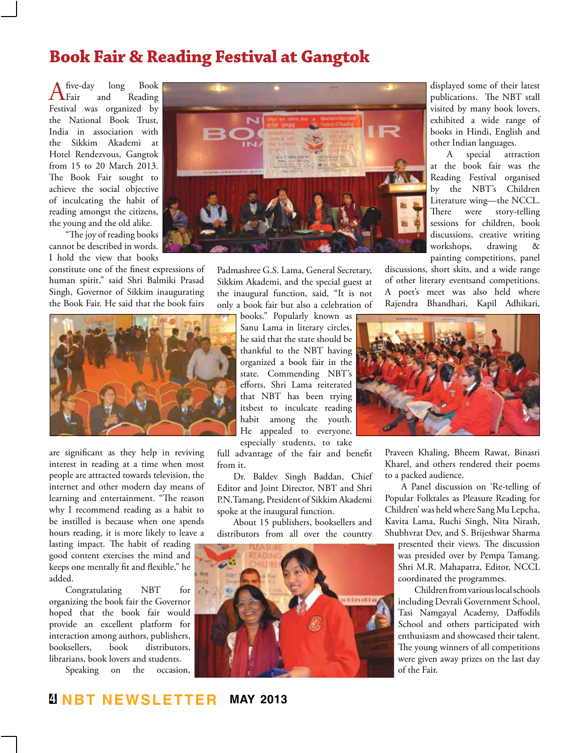# Book Fair & Reading Festival at Gangtok

A five-day long Book Fair and Reading Festival was organized by the National Book Trust, India in association with the Sikkim Akademi at Hotel Rendezvous, Gangtok from 15 to 20 March 2013. The Book Fair sought to achieve the social objective of inculcating the habit of reading amongst the citizens, the young and the old alike.

"The joy of reading books cannot be described in words. I hold the view that books constitute one of the finest expressions of human spirit," said Shri Balmiki Prasad Singh, Governor of Sikkim inaugurating the Book Fair. He said that the book fairs are significant as they help in reviving interest in reading at a time when most people are attracted towards television, the internet and other modern day means of learning and entertainment. "The reason why I recommend reading as a habit to be instilled is because when one spends hours reading, it is more likely to leave a lasting impact. The habit of reading good content exercises the mind and keeps one mentally fit and flexible," he added.

Congratulating NBT for organizing the book fair the Governor hoped that the book fair would provide an excellent platform for interaction among authors, publishers, booksellers, book distributors, librarians, book lovers and students.

Speaking on the occasion, Padmashree G.S. Lama, General Secretary, Sikkim Akademi, and the special guest at the inaugural function, said, "It is not only a book fair but also a celebration of books." Popularly known as Sanu Lama in literary circles, he said that the state should be thankful to the NBT having organized a book fair in the state. Commending NBT's efforts, Shri Lama reiterated that NBT has been trying itsbest to inculcate reading habit among the youth. He appealed to everyone, especially students, to take full advantage of the fair and benefit from it.

Dr. Baldev Singh Baddan, Chief Editor and Joint Director, NBT and Shri P.N.Tamang, President of Sikkim Akademi spoke at the inaugural function.

About 15 publishers, booksellers and distributors from all over the country displayed some of their latest publications. The NBT stall visited by many book lovers, exhibited a wide range of books in Hindi, English and other Indian languages.

A special attraction at the book fair was the Reading Festival organised by the NBT's Children Literature wing—the NCCL. There were story-telling sessions for children, book discussions, creative writing workshops, drawing & painting competitions, panel discussions, short skits, and a wide range of other literary eventsand competitions. A poet's meet was also held where Rajendra Bhandhari, Kapil Adhikari, Praveen Khaling, Bheem Rawat, Binasri Kharel, and others rendered their poems to a packed audience.

A Panel discussion on 'Re-telling of Popular Folktales as Pleasure Reading for Children' was held where Sang Mu Lepcha, Kavita Lama, Ruchi Singh, Nita Nirash, Shubhvrat Dev, and S. Brijeshwar Sharma presented their views. The discussion was presided over by Pempa Tamang. Shri M.R. Mahapatra, Editor, NCCL coordinated the programmes.

Children from various local schools including Devrali Government School, Tasi Namgayal Academy, Daffodils School and others participated with enthusiasm and showcased their talent. The young winners of all competitions were given away prizes on the last day of the Fair.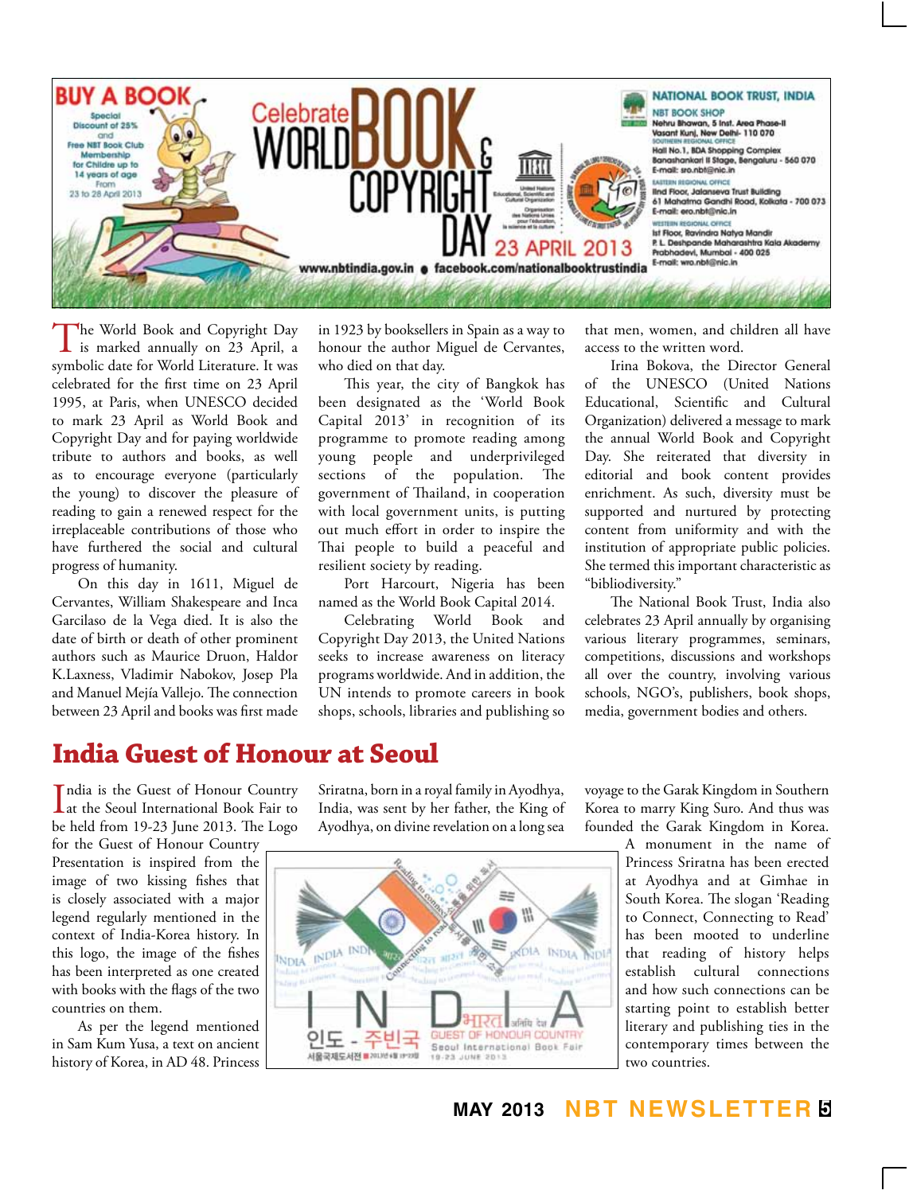BUY A BOOK

Special Discount of 25% and Free NBT Book Club Membership for Childre up to 14 years of age From 23 to 28 April 2013

Celebrate WORLD BOOK & COPYRIGHT DAY 23 APRIL 2013

www.nbtindia.gov.in • facebook.com/nationalbooktrustindia

NATIONAL BOOK TRUST, INDIA

NBT BOOK SHOP
Nehru Bhawan, 5 Inst. Area Phase-II
Vasant Kunj, New Delhi- 110 070

SOUTHERN REGIONAL OFFICE
Hall No.1, BDA Shopping Complex
Banashankari II Stage, Bengaluru - 560 070
E-mail: sro.nbt@nic.in

EASTERN REGIONAL OFFICE
IInd Floor, Jalanseva Trust Building
61 Mahatma Gandhi Road, Kolkata - 700 073
E-mail: ero.nbt@nic.in

WESTERN REGIONAL OFFICE
Ist Floor, Ravindra Natya Mandir
P. L. Deshpande Maharashtra Kala Akademy
Prabhadevi, Mumbai - 400 025
E-mail: wro.nbt@nic.in

The World Book and Copyright Day is marked annually on 23 April, a symbolic date for World Literature. It was celebrated for the first time on 23 April 1995, at Paris, when UNESCO decided to mark 23 April as World Book and Copyright Day and for paying worldwide tribute to authors and books, as well as to encourage everyone (particularly the young) to discover the pleasure of reading to gain a renewed respect for the irreplaceable contributions of those who have furthered the social and cultural progress of humanity.

On this day in 1611, Miguel de Cervantes, William Shakespeare and Inca Garcilaso de la Vega died. It is also the date of birth or death of other prominent authors such as Maurice Druon, Haldor K.Laxness, Vladimir Nabokov, Josep Pla and Manuel Mejía Vallejo. The connection between 23 April and books was first made in 1923 by booksellers in Spain as a way to honour the author Miguel de Cervantes, who died on that day.

This year, the city of Bangkok has been designated as the 'World Book Capital 2013' in recognition of its programme to promote reading among young people and underprivileged sections of the population. The government of Thailand, in cooperation with local government units, is putting out much effort in order to inspire the Thai people to build a peaceful and resilient society by reading.

Port Harcourt, Nigeria has been named as the World Book Capital 2014.

Celebrating World Book and Copyright Day 2013, the United Nations seeks to increase awareness on literacy programs worldwide. And in addition, the UN intends to promote careers in book shops, schools, libraries and publishing so that men, women, and children all have access to the written word.

Irina Bokova, the Director General of the UNESCO (United Nations Educational, Scientific and Cultural Organization) delivered a message to mark the annual World Book and Copyright Day. She reiterated that diversity in editorial and book content provides enrichment. As such, diversity must be supported and nurtured by protecting content from uniformity and with the institution of appropriate public policies. She termed this important characteristic as "bibliodiversity."

The National Book Trust, India also celebrates 23 April annually by organising various literary programmes, seminars, competitions, discussions and workshops all over the country, involving various schools, NGO's, publishers, book shops, media, government bodies and others.

# India Guest of Honour at Seoul

India is the Guest of Honour Country at the Seoul International Book Fair to be held from 19-23 June 2013. The Logo for the Guest of Honour Country Presentation is inspired from the image of two kissing fishes that is closely associated with a major legend regularly mentioned in the context of India-Korea history. In this logo, the image of the fishes has been interpreted as one created with books with the flags of the two countries on them.

As per the legend mentioned in Sam Kum Yusa, a text on ancient history of Korea, in AD 48. Princess Sriratna, born in a royal family in Ayodhya, India, was sent by her father, the King of Ayodhya, on divine revelation on a long sea voyage to the Garak Kingdom in Southern Korea to marry King Suro. And thus was founded the Garak Kingdom in Korea. A monument in the name of Princess Sriratna has been erected at Ayodhya and at Gimhae in South Korea. The slogan 'Reading to Connect, Connecting to Read' has been mooted to underline that reading of history helps establish cultural connections and how such connections can be starting point to establish better literary and publishing ties in the contemporary times between the two countries.

INDIA 인도 - 주빈국 भारत अतिथि देश GUEST OF HONOUR COUNTRY Seoul International Book Fair 19-23 JUNE 2013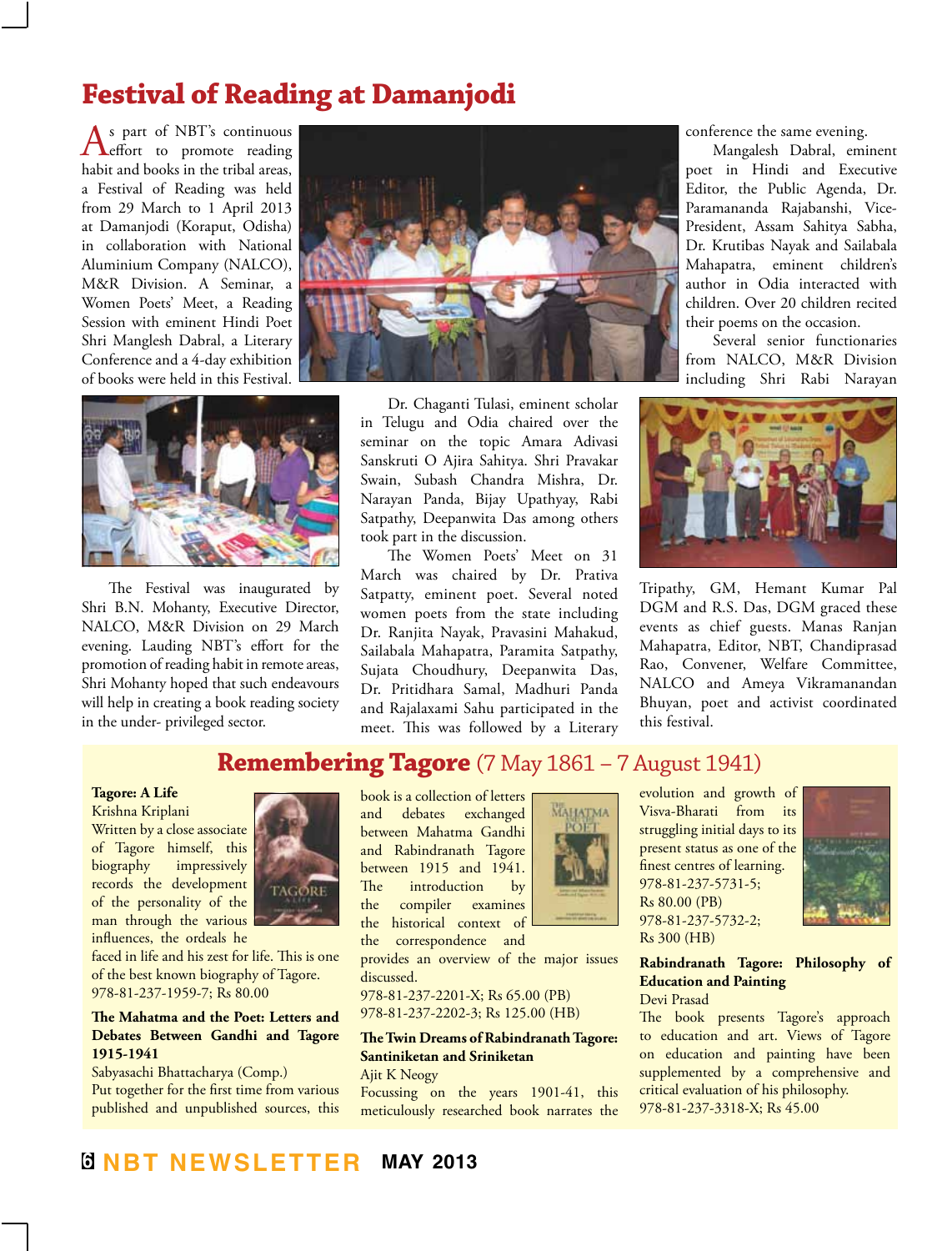# Festival of Reading at Damanjodi

As part of NBT's continuous effort to promote reading habit and books in the tribal areas, a Festival of Reading was held from 29 March to 1 April 2013 at Damanjodi (Koraput, Odisha) in collaboration with National Aluminium Company (NALCO), M&R Division. A Seminar, a Women Poets' Meet, a Reading Session with eminent Hindi Poet Shri Manglesh Dabral, a Literary Conference and a 4-day exhibition of books were held in this Festival.

The Festival was inaugurated by Shri B.N. Mohanty, Executive Director, NALCO, M&R Division on 29 March evening. Lauding NBT's effort for the promotion of reading habit in remote areas, Shri Mohanty hoped that such endeavours will help in creating a book reading society in the under- privileged sector.

Dr. Chaganti Tulasi, eminent scholar in Telugu and Odia chaired over the seminar on the topic Amara Adivasi Sanskruti O Ajira Sahitya. Shri Pravakar Swain, Subash Chandra Mishra, Dr. Narayan Panda, Bijay Upathyay, Rabi Satpathy, Deepanwita Das among others took part in the discussion.

The Women Poets' Meet on 31 March was chaired by Dr. Prativa Satpatty, eminent poet. Several noted women poets from the state including Dr. Ranjita Nayak, Pravasini Mahakud, Sailabala Mahapatra, Paramita Satpathy, Sujata Choudhury, Deepanwita Das, Dr. Pritidhara Samal, Madhuri Panda and Rajalaxami Sahu participated in the meet. This was followed by a Literary conference the same evening.

Mangalesh Dabral, eminent poet in Hindi and Executive Editor, the Public Agenda, Dr. Paramananda Rajabanshi, Vice-President, Assam Sahitya Sabha, Dr. Krutibas Nayak and Sailabala Mahapatra, eminent children's author in Odia interacted with children. Over 20 children recited their poems on the occasion.

Several senior functionaries from NALCO, M&R Division including Shri Rabi Narayan Tripathy, GM, Hemant Kumar Pal DGM and R.S. Das, DGM graced these events as chief guests. Manas Ranjan Mahapatra, Editor, NBT, Chandiprasad Rao, Convener, Welfare Committee, NALCO and Ameya Vikramanandan Bhuyan, poet and activist coordinated this festival.

## Remembering Tagore (7 May 1861 – 7 August 1941)

**Tagore: A Life**
Krishna Kriplani
Written by a close associate of Tagore himself, this biography impressively records the development of the personality of the man through the various influences, the ordeals he faced in life and his zest for life. This is one of the best known biography of Tagore.
978-81-237-1959-7; Rs 80.00

**The Mahatma and the Poet: Letters and Debates Between Gandhi and Tagore 1915-1941**
Sabyasachi Bhattacharya (Comp.)
Put together for the first time from various published and unpublished sources, this book is a collection of letters and debates exchanged between Mahatma Gandhi and Rabindranath Tagore between 1915 and 1941. The introduction by the compiler examines the historical context of the correspondence and provides an overview of the major issues discussed.
978-81-237-2201-X; Rs 65.00 (PB)
978-81-237-2202-3; Rs 125.00 (HB)

**The Twin Dreams of Rabindranath Tagore: Santiniketan and Sriniketan**
Ajit K Neogy
Focussing on the years 1901-41, this meticulously researched book narrates the evolution and growth of Visva-Bharati from its struggling initial days to its present status as one of the finest centres of learning.
978-81-237-5731-5; Rs 80.00 (PB)
978-81-237-5732-2; Rs 300 (HB)

**Rabindranath Tagore: Philosophy of Education and Painting**
Devi Prasad
The book presents Tagore's approach to education and art. Views of Tagore on education and painting have been supplemented by a comprehensive and critical evaluation of his philosophy.
978-81-237-3318-X; Rs 45.00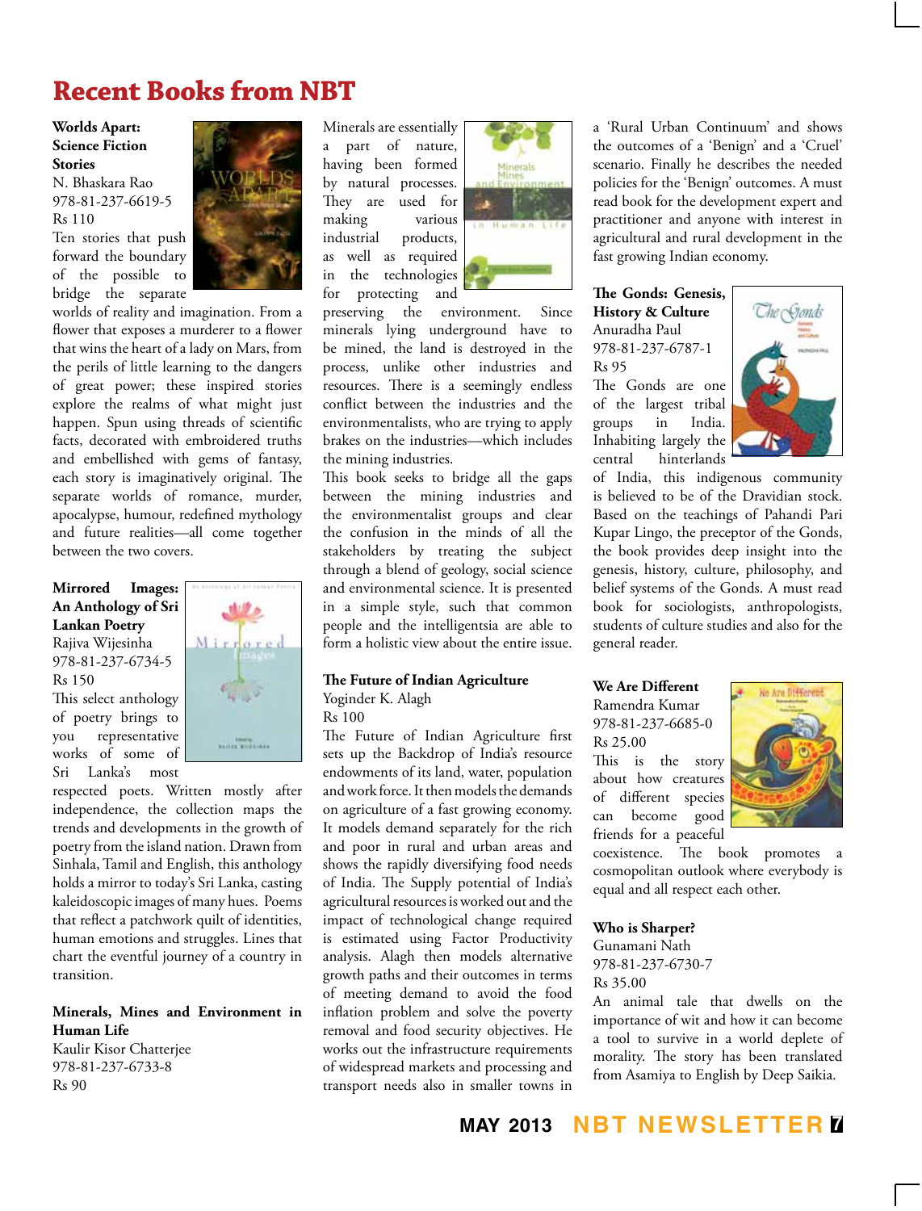# Recent Books from NBT

**Worlds Apart: Science Fiction Stories**
N. Bhaskara Rao
978-81-237-6619-5
Rs 110

Ten stories that push forward the boundary of the possible to bridge the separate worlds of reality and imagination. From a flower that exposes a murderer to a flower that wins the heart of a lady on Mars, from the perils of little learning to the dangers of great power; these inspired stories explore the realms of what might just happen. Spun using threads of scientific facts, decorated with embroidered truths and embellished with gems of fantasy, each story is imaginatively original. The separate worlds of romance, murder, apocalypse, humour, redefined mythology and future realities—all come together between the two covers.

**Mirrored Images: An Anthology of Sri Lankan Poetry**
Rajiva Wijesinha
978-81-237-6734-5
Rs 150

This select anthology of poetry brings to you representative works of some of Sri Lanka's most respected poets. Written mostly after independence, the collection maps the trends and developments in the growth of poetry from the island nation. Drawn from Sinhala, Tamil and English, this anthology holds a mirror to today's Sri Lanka, casting kaleidoscopic images of many hues. Poems that reflect a patchwork quilt of identities, human emotions and struggles. Lines that chart the eventful journey of a country in transition.

**Minerals, Mines and Environment in Human Life**
Kaulir Kisor Chatterjee
978-81-237-6733-8
Rs 90

Minerals are essentially a part of nature, having been formed by natural processes. They are used for making various industrial products, as well as required in the technologies for protecting and preserving the environment. Since minerals lying underground have to be mined, the land is destroyed in the process, unlike other industries and resources. There is a seemingly endless conflict between the industries and the environmentalists, who are trying to apply brakes on the industries—which includes the mining industries.

This book seeks to bridge all the gaps between the mining industries and the environmentalist groups and clear the confusion in the minds of all the stakeholders by treating the subject through a blend of geology, social science and environmental science. It is presented in a simple style, such that common people and the intelligentsia are able to form a holistic view about the entire issue.

**The Future of Indian Agriculture**
Yoginder K. Alagh
Rs 100

The Future of Indian Agriculture first sets up the Backdrop of India's resource endowments of its land, water, population and work force. It then models the demands on agriculture of a fast growing economy. It models demand separately for the rich and poor in rural and urban areas and shows the rapidly diversifying food needs of India. The Supply potential of India's agricultural resources is worked out and the impact of technological change required is estimated using Factor Productivity analysis. Alagh then models alternative growth paths and their outcomes in terms of meeting demand to avoid the food inflation problem and solve the poverty removal and food security objectives. He works out the infrastructure requirements of widespread markets and processing and transport needs also in smaller towns in a 'Rural Urban Continuum' and shows the outcomes of a 'Benign' and a 'Cruel' scenario. Finally he describes the needed policies for the 'Benign' outcomes. A must read book for the development expert and practitioner and anyone with interest in agricultural and rural development in the fast growing Indian economy.

**The Gonds: Genesis, History & Culture**
Anuradha Paul
978-81-237-6787-1
Rs 95

The Gonds are one of the largest tribal groups in India. Inhabiting largely the central hinterlands of India, this indigenous community is believed to be of the Dravidian stock. Based on the teachings of Pahandi Pari Kupar Lingo, the preceptor of the Gonds, the book provides deep insight into the genesis, history, culture, philosophy, and belief systems of the Gonds. A must read book for sociologists, anthropologists, students of culture studies and also for the general reader.

**We Are Different**
Ramendra Kumar
978-81-237-6685-0
Rs 25.00

This is the story about how creatures of different species can become good friends for a peaceful coexistence. The book promotes a cosmopolitan outlook where everybody is equal and all respect each other.

**Who is Sharper?**
Gunamani Nath
978-81-237-6730-7
Rs 35.00

An animal tale that dwells on the importance of wit and how it can become a tool to survive in a world deplete of morality. The story has been translated from Asamiya to English by Deep Saikia.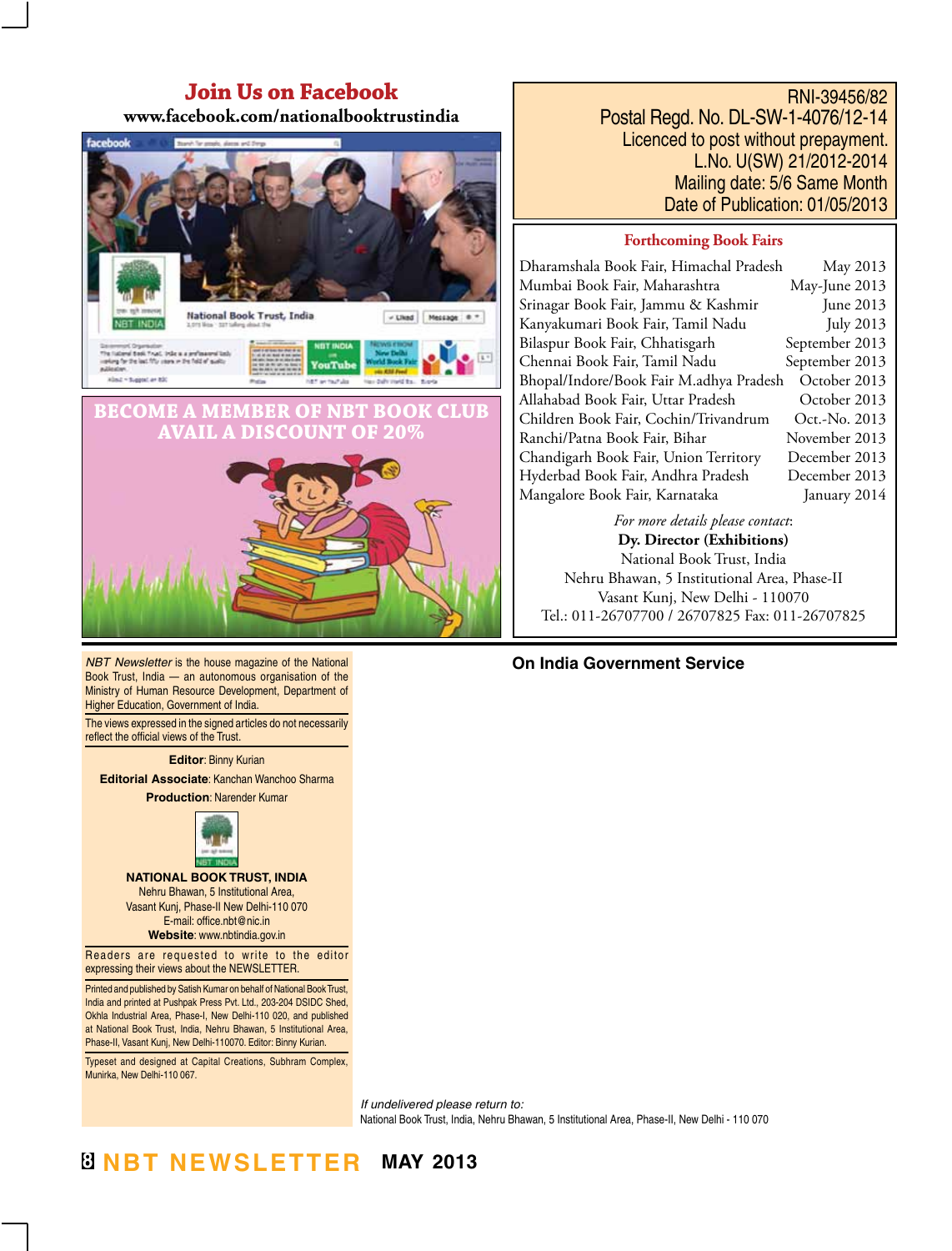## Join Us on Facebook

**www.facebook.com/nationalbooktrustindia**

**BECOME A MEMBER OF NBT BOOK CLUB AVAIL A DISCOUNT OF 20%**

RNI-39456/82
Postal Regd. No. DL-SW-1-4076/12-14
Licenced to post without prepayment.
L.No. U(SW) 21/2012-2014
Mailing date: 5/6 Same Month
Date of Publication: 01/05/2013

### Forthcoming Book Fairs

| | |
|---|---|
| Dharamshala Book Fair, Himachal Pradesh | May 2013 |
| Mumbai Book Fair, Maharashtra | May-June 2013 |
| Srinagar Book Fair, Jammu & Kashmir | June 2013 |
| Kanyakumari Book Fair, Tamil Nadu | July 2013 |
| Bilaspur Book Fair, Chhatisgarh | September 2013 |
| Chennai Book Fair, Tamil Nadu | September 2013 |
| Bhopal/Indore/Book Fair M.adhya Pradesh | October 2013 |
| Allahabad Book Fair, Uttar Pradesh | October 2013 |
| Children Book Fair, Cochin/Trivandrum | Oct.-No. 2013 |
| Ranchi/Patna Book Fair, Bihar | November 2013 |
| Chandigarh Book Fair, Union Territory | December 2013 |
| Hyderbad Book Fair, Andhra Pradesh | December 2013 |
| Mangalore Book Fair, Karnataka | January 2014 |

*For more details please contact*:
**Dy. Director (Exhibitions)**
National Book Trust, India
Nehru Bhawan, 5 Institutional Area, Phase-II
Vasant Kunj, New Delhi - 110070
Tel.: 011-26707700 / 26707825 Fax: 011-26707825

*NBT Newsletter* is the house magazine of the National Book Trust, India — an autonomous organisation of the Ministry of Human Resource Development, Department of Higher Education, Government of India.

The views expressed in the signed articles do not necessarily reflect the official views of the Trust.

**Editor**: Binny Kurian
**Editorial Associate**: Kanchan Wanchoo Sharma
**Production**: Narender Kumar

**NATIONAL BOOK TRUST, INDIA**
Nehru Bhawan, 5 Institutional Area,
Vasant Kunj, Phase-II New Delhi-110 070
E-mail: office.nbt@nic.in
**Website**: www.nbtindia.gov.in

Readers are requested to write to the editor expressing their views about the NEWSLETTER.

Printed and published by Satish Kumar on behalf of National Book Trust, India and printed at Pushpak Press Pvt. Ltd., 203-204 DSIDC Shed, Okhla Industrial Area, Phase-I, New Delhi-110 020, and published at National Book Trust, India, Nehru Bhawan, 5 Institutional Area, Phase-II, Vasant Kunj, New Delhi-110070. Editor: Binny Kurian.

Typeset and designed at Capital Creations, Subhram Complex, Munirka, New Delhi-110 067.

**On India Government Service**

*If undelivered please return to:*
National Book Trust, India, Nehru Bhawan, 5 Institutional Area, Phase-II, New Delhi - 110 070